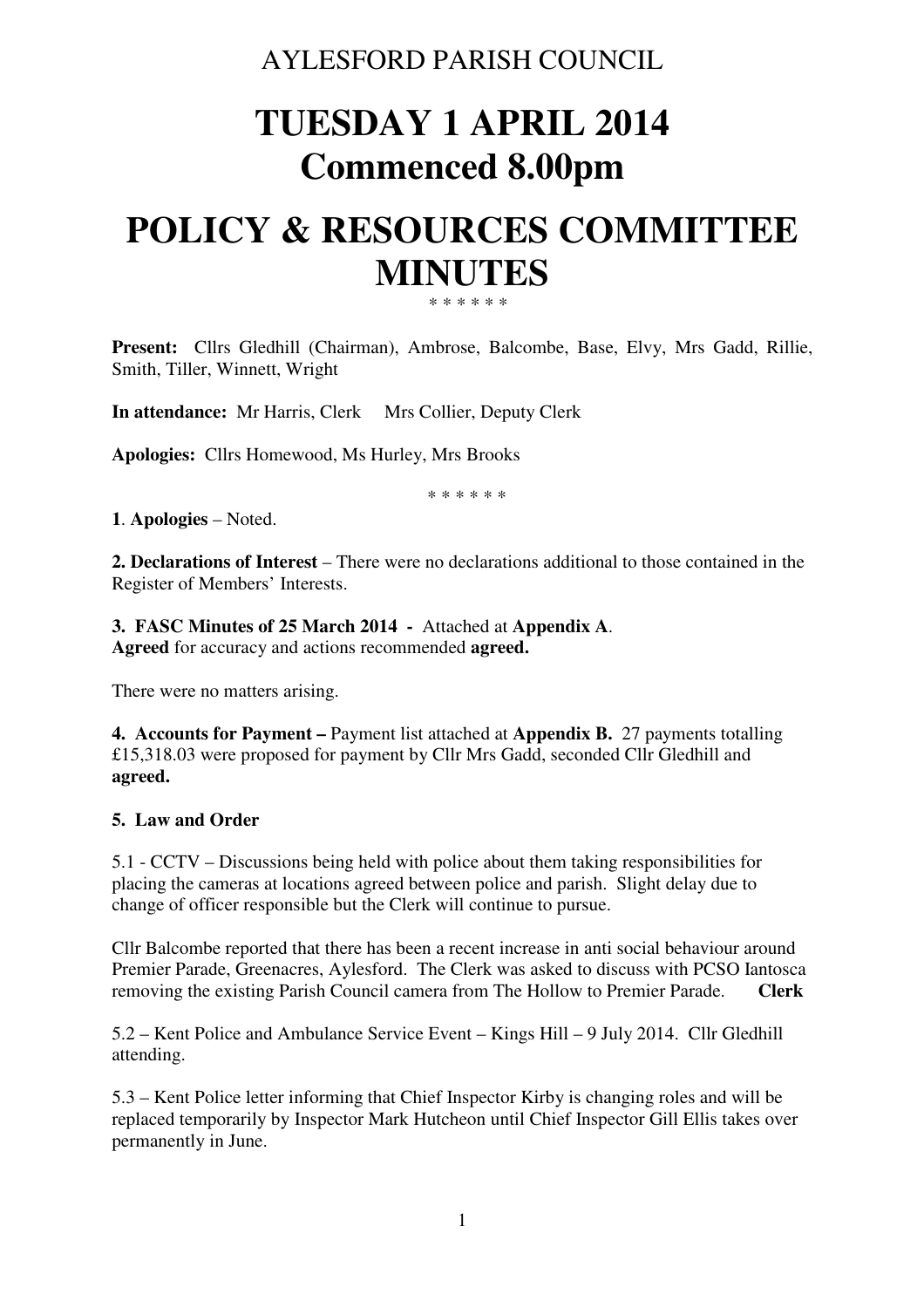AYLESFORD PARISH COUNCIL

# TUESDAY 1 APRIL 2014
# Commenced 8.00pm

# POLICY & RESOURCES COMMITTEE MINUTES

\* \* \* \* \* \*

**Present:** Cllrs Gledhill (Chairman), Ambrose, Balcombe, Base, Elvy, Mrs Gadd, Rillie, Smith, Tiller, Winnett, Wright

**In attendance:** Mr Harris, Clerk Mrs Collier, Deputy Clerk

**Apologies:** Cllrs Homewood, Ms Hurley, Mrs Brooks

\* \* \* \* \* \*

**1**. **Apologies** – Noted.

**2. Declarations of Interest** – There were no declarations additional to those contained in the Register of Members' Interests.

**3. FASC Minutes of 25 March 2014 -** Attached at **Appendix A**.
**Agreed** for accuracy and actions recommended **agreed.**

There were no matters arising.

**4. Accounts for Payment –** Payment list attached at **Appendix B.** 27 payments totalling £15,318.03 were proposed for payment by Cllr Mrs Gadd, seconded Cllr Gledhill and **agreed.**

**5. Law and Order**

5.1 - CCTV – Discussions being held with police about them taking responsibilities for placing the cameras at locations agreed between police and parish. Slight delay due to change of officer responsible but the Clerk will continue to pursue.

Cllr Balcombe reported that there has been a recent increase in anti social behaviour around Premier Parade, Greenacres, Aylesford. The Clerk was asked to discuss with PCSO Iantosca removing the existing Parish Council camera from The Hollow to Premier Parade. **Clerk**

5.2 – Kent Police and Ambulance Service Event – Kings Hill – 9 July 2014. Cllr Gledhill attending.

5.3 – Kent Police letter informing that Chief Inspector Kirby is changing roles and will be replaced temporarily by Inspector Mark Hutcheon until Chief Inspector Gill Ellis takes over permanently in June.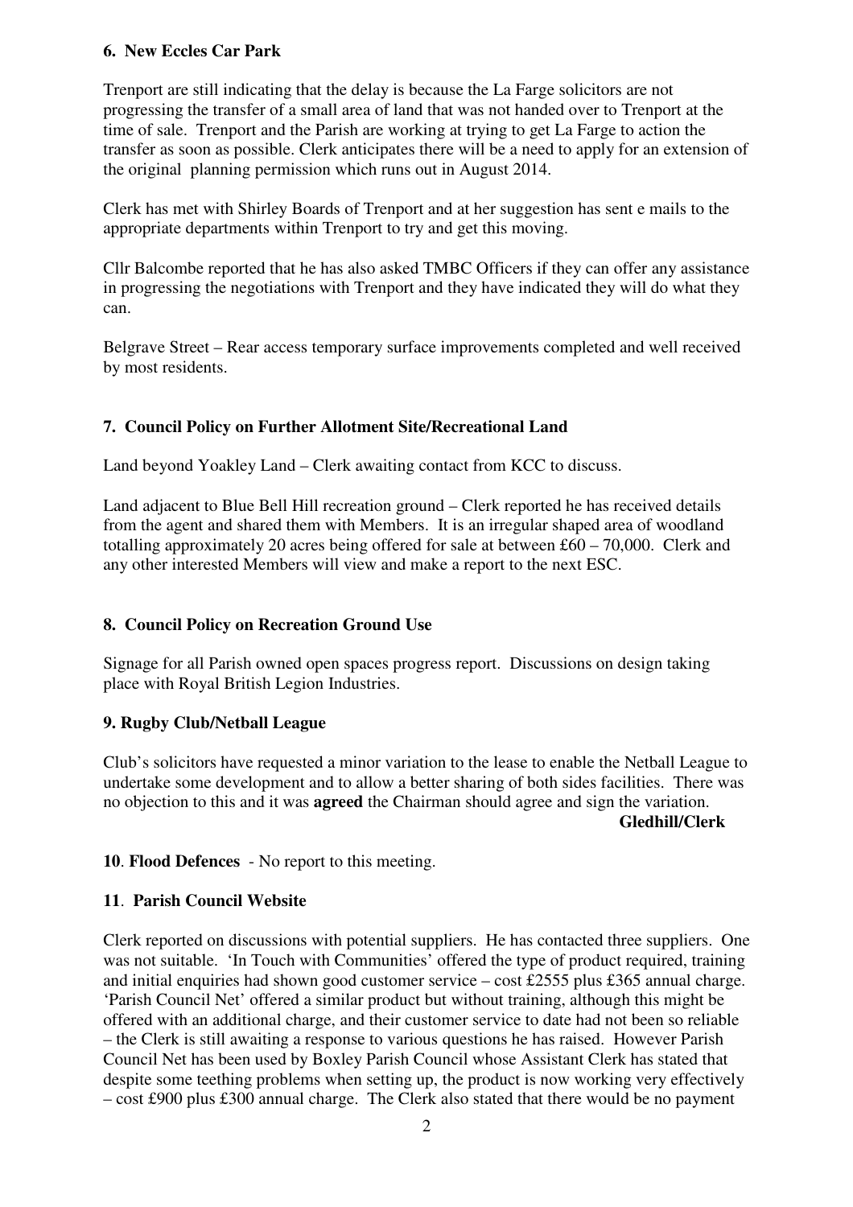**6. New Eccles Car Park**

Trenport are still indicating that the delay is because the La Farge solicitors are not progressing the transfer of a small area of land that was not handed over to Trenport at the time of sale. Trenport and the Parish are working at trying to get La Farge to action the transfer as soon as possible. Clerk anticipates there will be a need to apply for an extension of the original planning permission which runs out in August 2014.

Clerk has met with Shirley Boards of Trenport and at her suggestion has sent e mails to the appropriate departments within Trenport to try and get this moving.

Cllr Balcombe reported that he has also asked TMBC Officers if they can offer any assistance in progressing the negotiations with Trenport and they have indicated they will do what they can.

Belgrave Street – Rear access temporary surface improvements completed and well received by most residents.

**7. Council Policy on Further Allotment Site/Recreational Land**

Land beyond Yoakley Land – Clerk awaiting contact from KCC to discuss.

Land adjacent to Blue Bell Hill recreation ground – Clerk reported he has received details from the agent and shared them with Members. It is an irregular shaped area of woodland totalling approximately 20 acres being offered for sale at between £60 – 70,000. Clerk and any other interested Members will view and make a report to the next ESC.

**8. Council Policy on Recreation Ground Use**

Signage for all Parish owned open spaces progress report. Discussions on design taking place with Royal British Legion Industries.

**9. Rugby Club/Netball League**

Club's solicitors have requested a minor variation to the lease to enable the Netball League to undertake some development and to allow a better sharing of both sides facilities. There was no objection to this and it was **agreed** the Chairman should agree and sign the variation.

**Gledhill/Clerk**

**10**. **Flood Defences** - No report to this meeting.

**11**. **Parish Council Website**

Clerk reported on discussions with potential suppliers. He has contacted three suppliers. One was not suitable. 'In Touch with Communities' offered the type of product required, training and initial enquiries had shown good customer service – cost £2555 plus £365 annual charge. 'Parish Council Net' offered a similar product but without training, although this might be offered with an additional charge, and their customer service to date had not been so reliable – the Clerk is still awaiting a response to various questions he has raised. However Parish Council Net has been used by Boxley Parish Council whose Assistant Clerk has stated that despite some teething problems when setting up, the product is now working very effectively – cost £900 plus £300 annual charge. The Clerk also stated that there would be no payment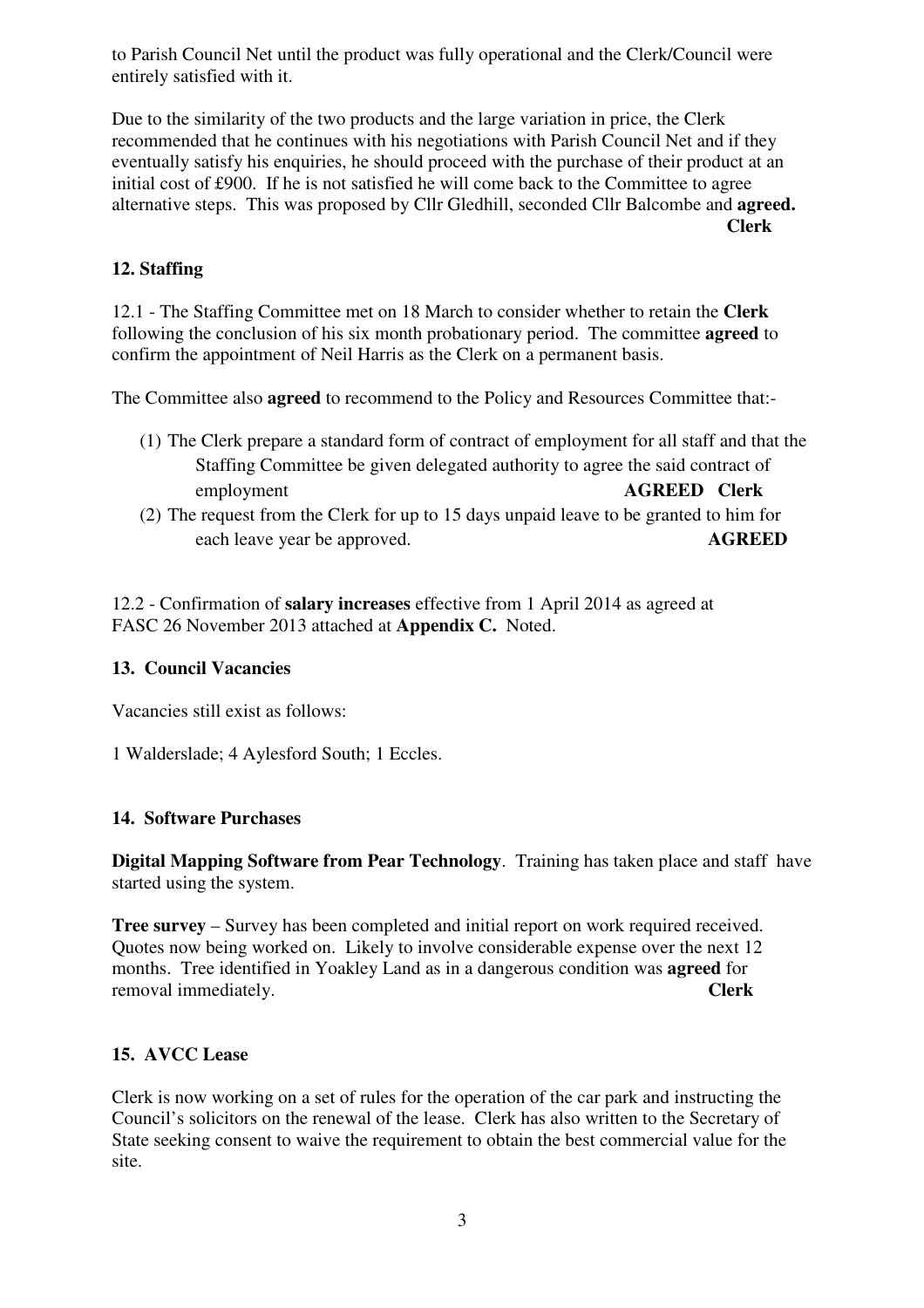to Parish Council Net until the product was fully operational and the Clerk/Council were entirely satisfied with it.

Due to the similarity of the two products and the large variation in price, the Clerk recommended that he continues with his negotiations with Parish Council Net and if they eventually satisfy his enquiries, he should proceed with the purchase of their product at an initial cost of £900. If he is not satisfied he will come back to the Committee to agree alternative steps. This was proposed by Cllr Gledhill, seconded Cllr Balcombe and **agreed.**

**Clerk**

## 12. Staffing

12.1 - The Staffing Committee met on 18 March to consider whether to retain the **Clerk** following the conclusion of his six month probationary period. The committee **agreed** to confirm the appointment of Neil Harris as the Clerk on a permanent basis.

The Committee also **agreed** to recommend to the Policy and Resources Committee that:-

(1) The Clerk prepare a standard form of contract of employment for all staff and that the Staffing Committee be given delegated authority to agree the said contract of employment **AGREED Clerk**

(2) The request from the Clerk for up to 15 days unpaid leave to be granted to him for each leave year be approved. **AGREED**

12.2 - Confirmation of **salary increases** effective from 1 April 2014 as agreed at FASC 26 November 2013 attached at **Appendix C.** Noted.

## 13. Council Vacancies

Vacancies still exist as follows:

1 Walderslade; 4 Aylesford South; 1 Eccles.

## 14. Software Purchases

**Digital Mapping Software from Pear Technology**. Training has taken place and staff have started using the system.

**Tree survey** – Survey has been completed and initial report on work required received. Quotes now being worked on. Likely to involve considerable expense over the next 12 months. Tree identified in Yoakley Land as in a dangerous condition was **agreed** for removal immediately. **Clerk**

## 15. AVCC Lease

Clerk is now working on a set of rules for the operation of the car park and instructing the Council's solicitors on the renewal of the lease. Clerk has also written to the Secretary of State seeking consent to waive the requirement to obtain the best commercial value for the site.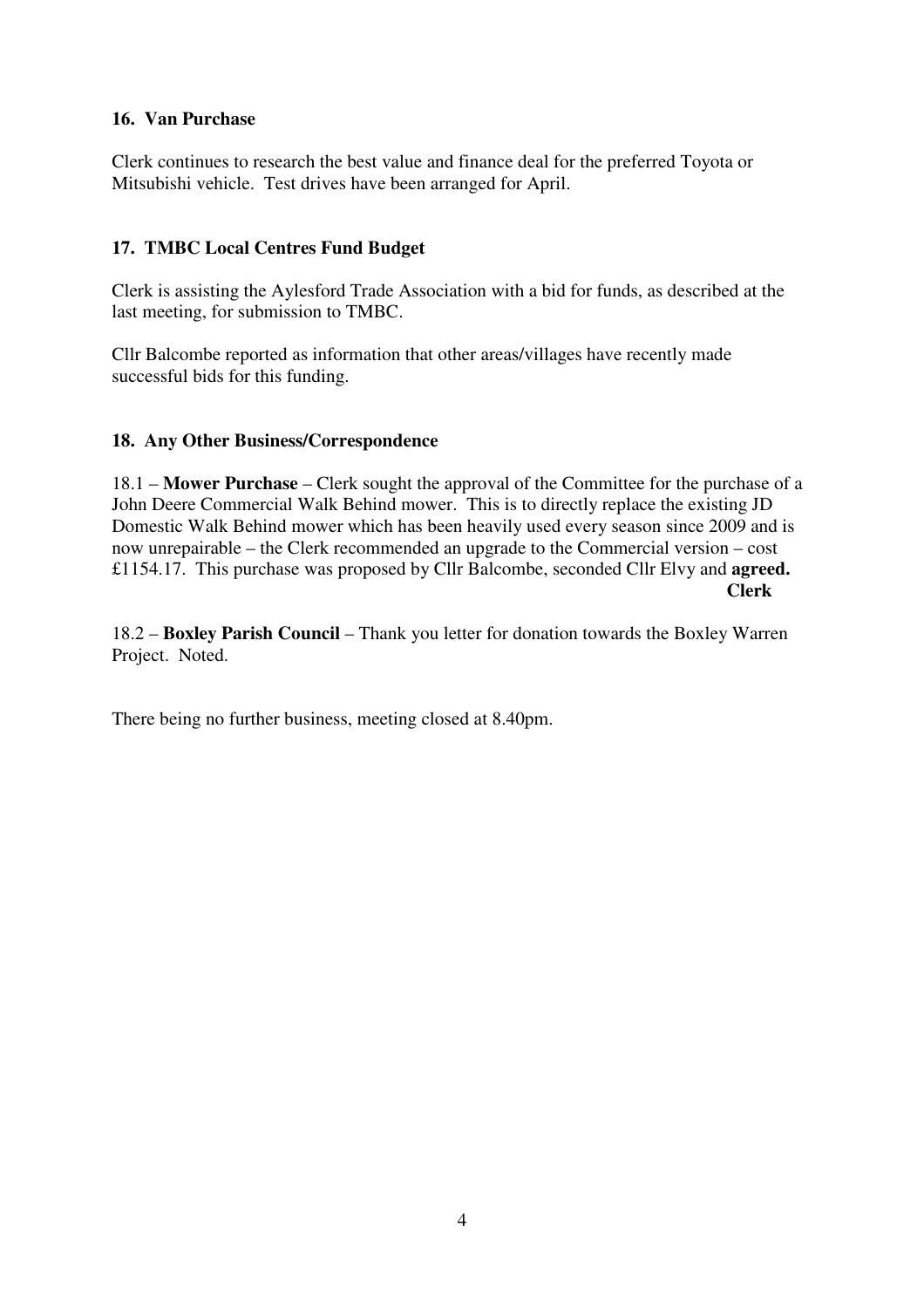### 16. Van Purchase

Clerk continues to research the best value and finance deal for the preferred Toyota or Mitsubishi vehicle. Test drives have been arranged for April.

### 17. TMBC Local Centres Fund Budget

Clerk is assisting the Aylesford Trade Association with a bid for funds, as described at the last meeting, for submission to TMBC.

Cllr Balcombe reported as information that other areas/villages have recently made successful bids for this funding.

### 18. Any Other Business/Correspondence

18.1 – **Mower Purchase** – Clerk sought the approval of the Committee for the purchase of a John Deere Commercial Walk Behind mower. This is to directly replace the existing JD Domestic Walk Behind mower which has been heavily used every season since 2009 and is now unrepairable – the Clerk recommended an upgrade to the Commercial version – cost £1154.17. This purchase was proposed by Cllr Balcombe, seconded Cllr Elvy and **agreed.**

**Clerk**

18.2 – **Boxley Parish Council** – Thank you letter for donation towards the Boxley Warren Project. Noted.

There being no further business, meeting closed at 8.40pm.